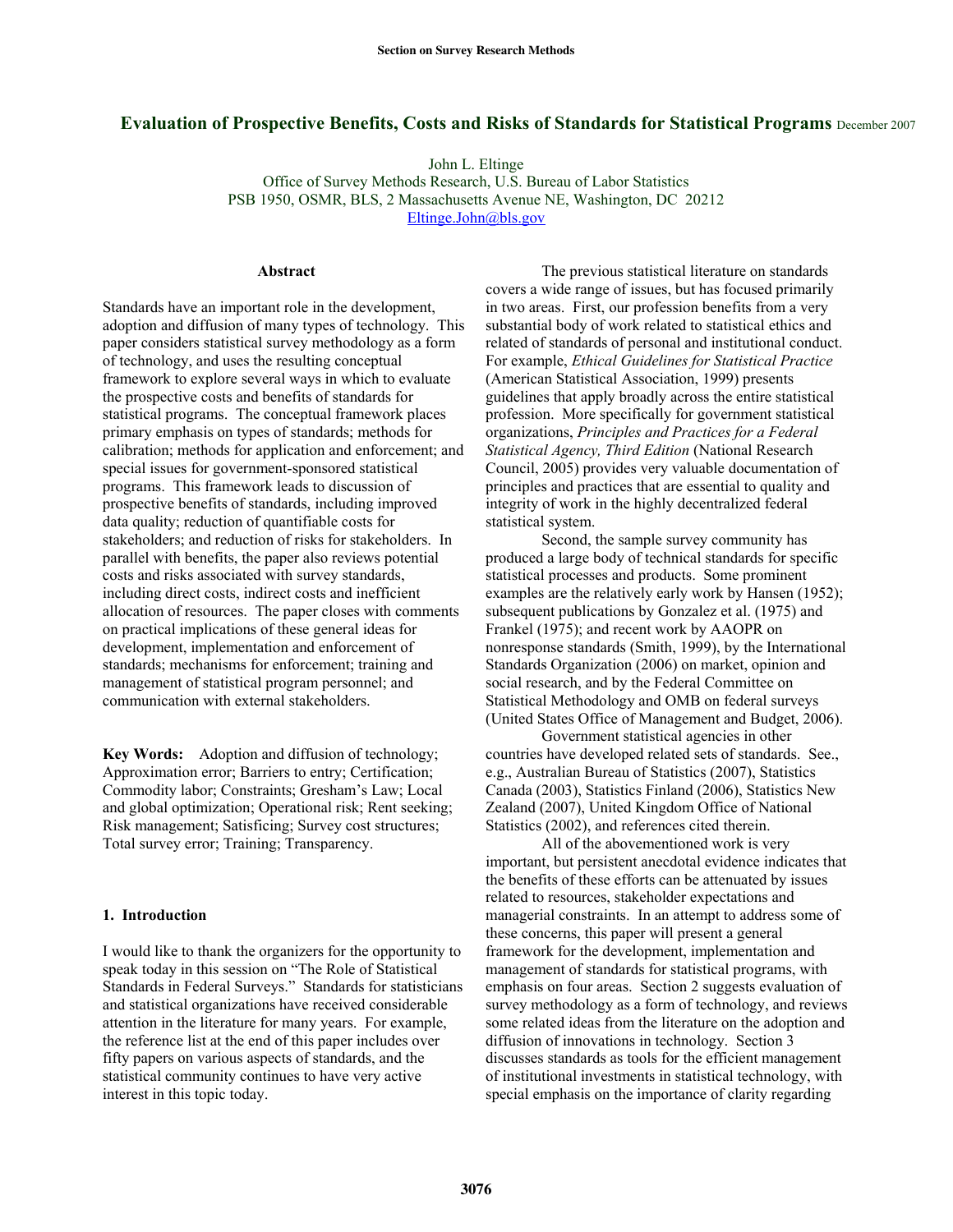# Evaluation of Prospective Benefits, Costs and Risks of Standards for Statistical Programs December 2007

John L. Eltinge
Office of Survey Methods Research, U.S. Bureau of Labor Statistics
PSB 1950, OSMR, BLS, 2 Massachusetts Avenue NE, Washington, DC 20212
Eltinge.John@bls.gov

### Abstract

Standards have an important role in the development, adoption and diffusion of many types of technology. This paper considers statistical survey methodology as a form of technology, and uses the resulting conceptual framework to explore several ways in which to evaluate the prospective costs and benefits of standards for statistical programs. The conceptual framework places primary emphasis on types of standards; methods for calibration; methods for application and enforcement; and special issues for government-sponsored statistical programs. This framework leads to discussion of prospective benefits of standards, including improved data quality; reduction of quantifiable costs for stakeholders; and reduction of risks for stakeholders. In parallel with benefits, the paper also reviews potential costs and risks associated with survey standards, including direct costs, indirect costs and inefficient allocation of resources. The paper closes with comments on practical implications of these general ideas for development, implementation and enforcement of standards; mechanisms for enforcement; training and management of statistical program personnel; and communication with external stakeholders.

**Key Words:** Adoption and diffusion of technology; Approximation error; Barriers to entry; Certification; Commodity labor; Constraints; Gresham's Law; Local and global optimization; Operational risk; Rent seeking; Risk management; Satisficing; Survey cost structures; Total survey error; Training; Transparency.

## 1. Introduction

I would like to thank the organizers for the opportunity to speak today in this session on "The Role of Statistical Standards in Federal Surveys." Standards for statisticians and statistical organizations have received considerable attention in the literature for many years. For example, the reference list at the end of this paper includes over fifty papers on various aspects of standards, and the statistical community continues to have very active interest in this topic today.

The previous statistical literature on standards covers a wide range of issues, but has focused primarily in two areas. First, our profession benefits from a very substantial body of work related to statistical ethics and related of standards of personal and institutional conduct. For example, *Ethical Guidelines for Statistical Practice* (American Statistical Association, 1999) presents guidelines that apply broadly across the entire statistical profession. More specifically for government statistical organizations, *Principles and Practices for a Federal Statistical Agency, Third Edition* (National Research Council, 2005) provides very valuable documentation of principles and practices that are essential to quality and integrity of work in the highly decentralized federal statistical system.

Second, the sample survey community has produced a large body of technical standards for specific statistical processes and products. Some prominent examples are the relatively early work by Hansen (1952); subsequent publications by Gonzalez et al. (1975) and Frankel (1975); and recent work by AAOPR on nonresponse standards (Smith, 1999), by the International Standards Organization (2006) on market, opinion and social research, and by the Federal Committee on Statistical Methodology and OMB on federal surveys (United States Office of Management and Budget, 2006).

Government statistical agencies in other countries have developed related sets of standards. See., e.g., Australian Bureau of Statistics (2007), Statistics Canada (2003), Statistics Finland (2006), Statistics New Zealand (2007), United Kingdom Office of National Statistics (2002), and references cited therein.

All of the abovementioned work is very important, but persistent anecdotal evidence indicates that the benefits of these efforts can be attenuated by issues related to resources, stakeholder expectations and managerial constraints. In an attempt to address some of these concerns, this paper will present a general framework for the development, implementation and management of standards for statistical programs, with emphasis on four areas. Section 2 suggests evaluation of survey methodology as a form of technology, and reviews some related ideas from the literature on the adoption and diffusion of innovations in technology. Section 3 discusses standards as tools for the efficient management of institutional investments in statistical technology, with special emphasis on the importance of clarity regarding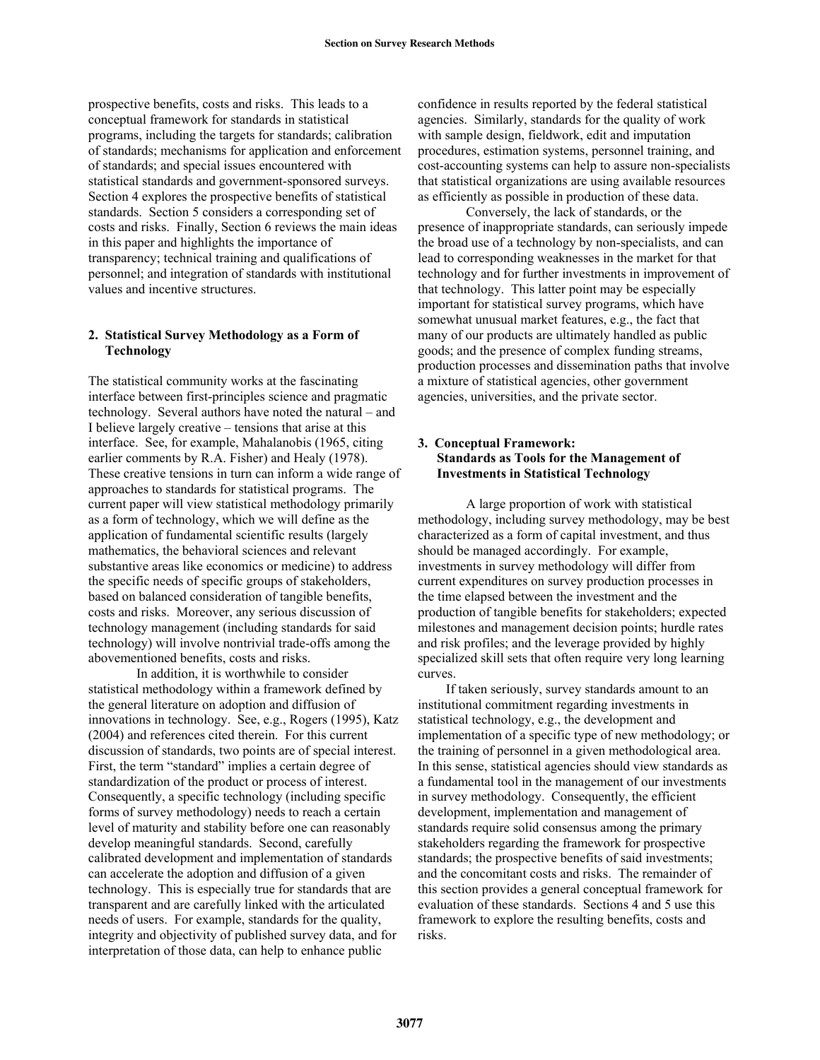prospective benefits, costs and risks. This leads to a conceptual framework for standards in statistical programs, including the targets for standards; calibration of standards; mechanisms for application and enforcement of standards; and special issues encountered with statistical standards and government-sponsored surveys. Section 4 explores the prospective benefits of statistical standards. Section 5 considers a corresponding set of costs and risks. Finally, Section 6 reviews the main ideas in this paper and highlights the importance of transparency; technical training and qualifications of personnel; and integration of standards with institutional values and incentive structures.

## 2. Statistical Survey Methodology as a Form of Technology

The statistical community works at the fascinating interface between first-principles science and pragmatic technology. Several authors have noted the natural – and I believe largely creative – tensions that arise at this interface. See, for example, Mahalanobis (1965, citing earlier comments by R.A. Fisher) and Healy (1978). These creative tensions in turn can inform a wide range of approaches to standards for statistical programs. The current paper will view statistical methodology primarily as a form of technology, which we will define as the application of fundamental scientific results (largely mathematics, the behavioral sciences and relevant substantive areas like economics or medicine) to address the specific needs of specific groups of stakeholders, based on balanced consideration of tangible benefits, costs and risks. Moreover, any serious discussion of technology management (including standards for said technology) will involve nontrivial trade-offs among the abovementioned benefits, costs and risks.

In addition, it is worthwhile to consider statistical methodology within a framework defined by the general literature on adoption and diffusion of innovations in technology. See, e.g., Rogers (1995), Katz (2004) and references cited therein. For this current discussion of standards, two points are of special interest. First, the term "standard" implies a certain degree of standardization of the product or process of interest. Consequently, a specific technology (including specific forms of survey methodology) needs to reach a certain level of maturity and stability before one can reasonably develop meaningful standards. Second, carefully calibrated development and implementation of standards can accelerate the adoption and diffusion of a given technology. This is especially true for standards that are transparent and are carefully linked with the articulated needs of users. For example, standards for the quality, integrity and objectivity of published survey data, and for interpretation of those data, can help to enhance public confidence in results reported by the federal statistical agencies. Similarly, standards for the quality of work with sample design, fieldwork, edit and imputation procedures, estimation systems, personnel training, and cost-accounting systems can help to assure non-specialists that statistical organizations are using available resources as efficiently as possible in production of these data.

Conversely, the lack of standards, or the presence of inappropriate standards, can seriously impede the broad use of a technology by non-specialists, and can lead to corresponding weaknesses in the market for that technology and for further investments in improvement of that technology. This latter point may be especially important for statistical survey programs, which have somewhat unusual market features, e.g., the fact that many of our products are ultimately handled as public goods; and the presence of complex funding streams, production processes and dissemination paths that involve a mixture of statistical agencies, other government agencies, universities, and the private sector.

## 3. Conceptual Framework: Standards as Tools for the Management of Investments in Statistical Technology

A large proportion of work with statistical methodology, including survey methodology, may be best characterized as a form of capital investment, and thus should be managed accordingly. For example, investments in survey methodology will differ from current expenditures on survey production processes in the time elapsed between the investment and the production of tangible benefits for stakeholders; expected milestones and management decision points; hurdle rates and risk profiles; and the leverage provided by highly specialized skill sets that often require very long learning curves.

If taken seriously, survey standards amount to an institutional commitment regarding investments in statistical technology, e.g., the development and implementation of a specific type of new methodology; or the training of personnel in a given methodological area. In this sense, statistical agencies should view standards as a fundamental tool in the management of our investments in survey methodology. Consequently, the efficient development, implementation and management of standards require solid consensus among the primary stakeholders regarding the framework for prospective standards; the prospective benefits of said investments; and the concomitant costs and risks. The remainder of this section provides a general conceptual framework for evaluation of these standards. Sections 4 and 5 use this framework to explore the resulting benefits, costs and risks.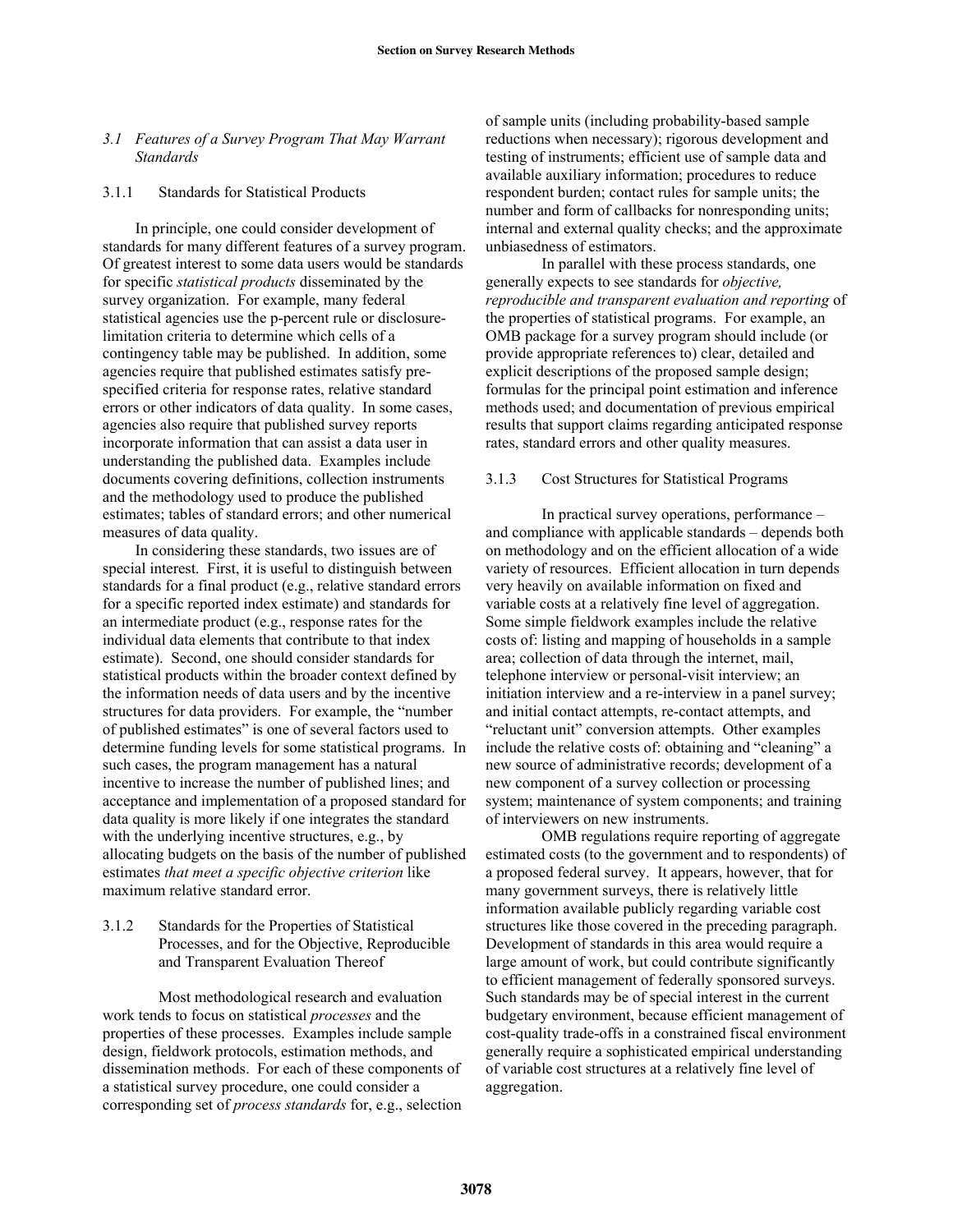### *3.1 Features of a Survey Program That May Warrant Standards*

#### 3.1.1 Standards for Statistical Products

In principle, one could consider development of standards for many different features of a survey program. Of greatest interest to some data users would be standards for specific *statistical products* disseminated by the survey organization. For example, many federal statistical agencies use the p-percent rule or disclosure-limitation criteria to determine which cells of a contingency table may be published. In addition, some agencies require that published estimates satisfy pre-specified criteria for response rates, relative standard errors or other indicators of data quality. In some cases, agencies also require that published survey reports incorporate information that can assist a data user in understanding the published data. Examples include documents covering definitions, collection instruments and the methodology used to produce the published estimates; tables of standard errors; and other numerical measures of data quality.

In considering these standards, two issues are of special interest. First, it is useful to distinguish between standards for a final product (e.g., relative standard errors for a specific reported index estimate) and standards for an intermediate product (e.g., response rates for the individual data elements that contribute to that index estimate). Second, one should consider standards for statistical products within the broader context defined by the information needs of data users and by the incentive structures for data providers. For example, the "number of published estimates" is one of several factors used to determine funding levels for some statistical programs. In such cases, the program management has a natural incentive to increase the number of published lines; and acceptance and implementation of a proposed standard for data quality is more likely if one integrates the standard with the underlying incentive structures, e.g., by allocating budgets on the basis of the number of published estimates *that meet a specific objective criterion* like maximum relative standard error.

#### 3.1.2 Standards for the Properties of Statistical Processes, and for the Objective, Reproducible and Transparent Evaluation Thereof

Most methodological research and evaluation work tends to focus on statistical *processes* and the properties of these processes. Examples include sample design, fieldwork protocols, estimation methods, and dissemination methods. For each of these components of a statistical survey procedure, one could consider a corresponding set of *process standards* for, e.g., selection of sample units (including probability-based sample reductions when necessary); rigorous development and testing of instruments; efficient use of sample data and available auxiliary information; procedures to reduce respondent burden; contact rules for sample units; the number and form of callbacks for nonresponding units; internal and external quality checks; and the approximate unbiasedness of estimators.

In parallel with these process standards, one generally expects to see standards for *objective, reproducible and transparent evaluation and reporting* of the properties of statistical programs. For example, an OMB package for a survey program should include (or provide appropriate references to) clear, detailed and explicit descriptions of the proposed sample design; formulas for the principal point estimation and inference methods used; and documentation of previous empirical results that support claims regarding anticipated response rates, standard errors and other quality measures.

#### 3.1.3 Cost Structures for Statistical Programs

In practical survey operations, performance – and compliance with applicable standards – depends both on methodology and on the efficient allocation of a wide variety of resources. Efficient allocation in turn depends very heavily on available information on fixed and variable costs at a relatively fine level of aggregation. Some simple fieldwork examples include the relative costs of: listing and mapping of households in a sample area; collection of data through the internet, mail, telephone interview or personal-visit interview; an initiation interview and a re-interview in a panel survey; and initial contact attempts, re-contact attempts, and "reluctant unit" conversion attempts. Other examples include the relative costs of: obtaining and "cleaning" a new source of administrative records; development of a new component of a survey collection or processing system; maintenance of system components; and training of interviewers on new instruments.

OMB regulations require reporting of aggregate estimated costs (to the government and to respondents) of a proposed federal survey. It appears, however, that for many government surveys, there is relatively little information available publicly regarding variable cost structures like those covered in the preceding paragraph. Development of standards in this area would require a large amount of work, but could contribute significantly to efficient management of federally sponsored surveys. Such standards may be of special interest in the current budgetary environment, because efficient management of cost-quality trade-offs in a constrained fiscal environment generally require a sophisticated empirical understanding of variable cost structures at a relatively fine level of aggregation.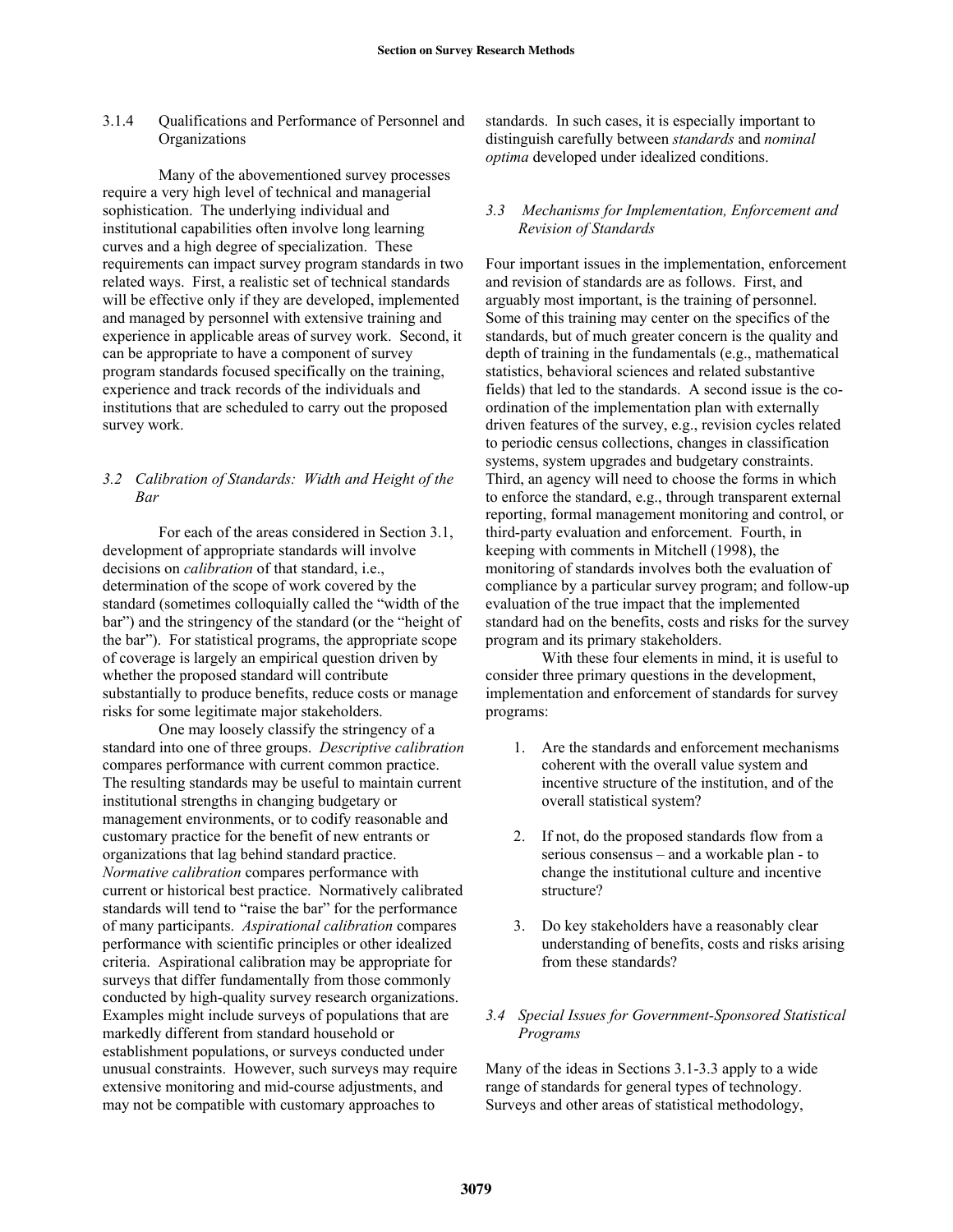#### 3.1.4 Qualifications and Performance of Personnel and Organizations

Many of the abovementioned survey processes require a very high level of technical and managerial sophistication. The underlying individual and institutional capabilities often involve long learning curves and a high degree of specialization. These requirements can impact survey program standards in two related ways. First, a realistic set of technical standards will be effective only if they are developed, implemented and managed by personnel with extensive training and experience in applicable areas of survey work. Second, it can be appropriate to have a component of survey program standards focused specifically on the training, experience and track records of the individuals and institutions that are scheduled to carry out the proposed survey work.

### *3.2 Calibration of Standards: Width and Height of the Bar*

For each of the areas considered in Section 3.1, development of appropriate standards will involve decisions on *calibration* of that standard, i.e., determination of the scope of work covered by the standard (sometimes colloquially called the "width of the bar") and the stringency of the standard (or the "height of the bar"). For statistical programs, the appropriate scope of coverage is largely an empirical question driven by whether the proposed standard will contribute substantially to produce benefits, reduce costs or manage risks for some legitimate major stakeholders.

One may loosely classify the stringency of a standard into one of three groups. *Descriptive calibration* compares performance with current common practice. The resulting standards may be useful to maintain current institutional strengths in changing budgetary or management environments, or to codify reasonable and customary practice for the benefit of new entrants or organizations that lag behind standard practice. *Normative calibration* compares performance with current or historical best practice. Normatively calibrated standards will tend to "raise the bar" for the performance of many participants. *Aspirational calibration* compares performance with scientific principles or other idealized criteria. Aspirational calibration may be appropriate for surveys that differ fundamentally from those commonly conducted by high-quality survey research organizations. Examples might include surveys of populations that are markedly different from standard household or establishment populations, or surveys conducted under unusual constraints. However, such surveys may require extensive monitoring and mid-course adjustments, and may not be compatible with customary approaches to standards. In such cases, it is especially important to distinguish carefully between *standards* and *nominal optima* developed under idealized conditions.

### *3.3 Mechanisms for Implementation, Enforcement and Revision of Standards*

Four important issues in the implementation, enforcement and revision of standards are as follows. First, and arguably most important, is the training of personnel. Some of this training may center on the specifics of the standards, but of much greater concern is the quality and depth of training in the fundamentals (e.g., mathematical statistics, behavioral sciences and related substantive fields) that led to the standards. A second issue is the co-ordination of the implementation plan with externally driven features of the survey, e.g., revision cycles related to periodic census collections, changes in classification systems, system upgrades and budgetary constraints. Third, an agency will need to choose the forms in which to enforce the standard, e.g., through transparent external reporting, formal management monitoring and control, or third-party evaluation and enforcement. Fourth, in keeping with comments in Mitchell (1998), the monitoring of standards involves both the evaluation of compliance by a particular survey program; and follow-up evaluation of the true impact that the implemented standard had on the benefits, costs and risks for the survey program and its primary stakeholders.

With these four elements in mind, it is useful to consider three primary questions in the development, implementation and enforcement of standards for survey programs:

1. Are the standards and enforcement mechanisms coherent with the overall value system and incentive structure of the institution, and of the overall statistical system?

2. If not, do the proposed standards flow from a serious consensus – and a workable plan - to change the institutional culture and incentive structure?

3. Do key stakeholders have a reasonably clear understanding of benefits, costs and risks arising from these standards?

### *3.4 Special Issues for Government-Sponsored Statistical Programs*

Many of the ideas in Sections 3.1-3.3 apply to a wide range of standards for general types of technology. Surveys and other areas of statistical methodology,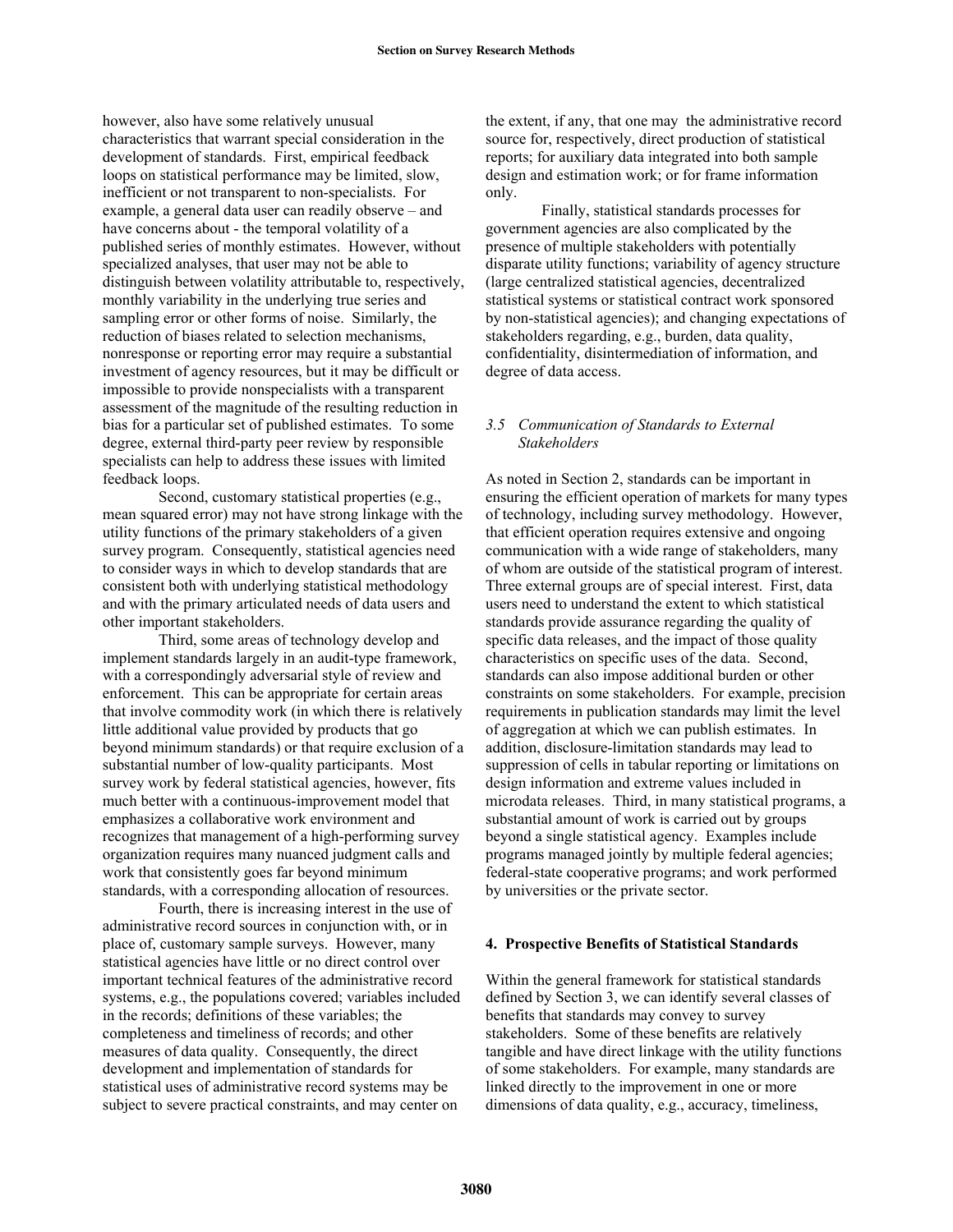however, also have some relatively unusual characteristics that warrant special consideration in the development of standards. First, empirical feedback loops on statistical performance may be limited, slow, inefficient or not transparent to non-specialists. For example, a general data user can readily observe – and have concerns about - the temporal volatility of a published series of monthly estimates. However, without specialized analyses, that user may not be able to distinguish between volatility attributable to, respectively, monthly variability in the underlying true series and sampling error or other forms of noise. Similarly, the reduction of biases related to selection mechanisms, nonresponse or reporting error may require a substantial investment of agency resources, but it may be difficult or impossible to provide nonspecialists with a transparent assessment of the magnitude of the resulting reduction in bias for a particular set of published estimates. To some degree, external third-party peer review by responsible specialists can help to address these issues with limited feedback loops.

Second, customary statistical properties (e.g., mean squared error) may not have strong linkage with the utility functions of the primary stakeholders of a given survey program. Consequently, statistical agencies need to consider ways in which to develop standards that are consistent both with underlying statistical methodology and with the primary articulated needs of data users and other important stakeholders.

Third, some areas of technology develop and implement standards largely in an audit-type framework, with a correspondingly adversarial style of review and enforcement. This can be appropriate for certain areas that involve commodity work (in which there is relatively little additional value provided by products that go beyond minimum standards) or that require exclusion of a substantial number of low-quality participants. Most survey work by federal statistical agencies, however, fits much better with a continuous-improvement model that emphasizes a collaborative work environment and recognizes that management of a high-performing survey organization requires many nuanced judgment calls and work that consistently goes far beyond minimum standards, with a corresponding allocation of resources.

Fourth, there is increasing interest in the use of administrative record sources in conjunction with, or in place of, customary sample surveys. However, many statistical agencies have little or no direct control over important technical features of the administrative record systems, e.g., the populations covered; variables included in the records; definitions of these variables; the completeness and timeliness of records; and other measures of data quality. Consequently, the direct development and implementation of standards for statistical uses of administrative record systems may be subject to severe practical constraints, and may center on the extent, if any, that one may the administrative record source for, respectively, direct production of statistical reports; for auxiliary data integrated into both sample design and estimation work; or for frame information only.

Finally, statistical standards processes for government agencies are also complicated by the presence of multiple stakeholders with potentially disparate utility functions; variability of agency structure (large centralized statistical agencies, decentralized statistical systems or statistical contract work sponsored by non-statistical agencies); and changing expectations of stakeholders regarding, e.g., burden, data quality, confidentiality, disintermediation of information, and degree of data access.

### *3.5 Communication of Standards to External Stakeholders*

As noted in Section 2, standards can be important in ensuring the efficient operation of markets for many types of technology, including survey methodology. However, that efficient operation requires extensive and ongoing communication with a wide range of stakeholders, many of whom are outside of the statistical program of interest. Three external groups are of special interest. First, data users need to understand the extent to which statistical standards provide assurance regarding the quality of specific data releases, and the impact of those quality characteristics on specific uses of the data. Second, standards can also impose additional burden or other constraints on some stakeholders. For example, precision requirements in publication standards may limit the level of aggregation at which we can publish estimates. In addition, disclosure-limitation standards may lead to suppression of cells in tabular reporting or limitations on design information and extreme values included in microdata releases. Third, in many statistical programs, a substantial amount of work is carried out by groups beyond a single statistical agency. Examples include programs managed jointly by multiple federal agencies; federal-state cooperative programs; and work performed by universities or the private sector.

## 4. Prospective Benefits of Statistical Standards

Within the general framework for statistical standards defined by Section 3, we can identify several classes of benefits that standards may convey to survey stakeholders. Some of these benefits are relatively tangible and have direct linkage with the utility functions of some stakeholders. For example, many standards are linked directly to the improvement in one or more dimensions of data quality, e.g., accuracy, timeliness,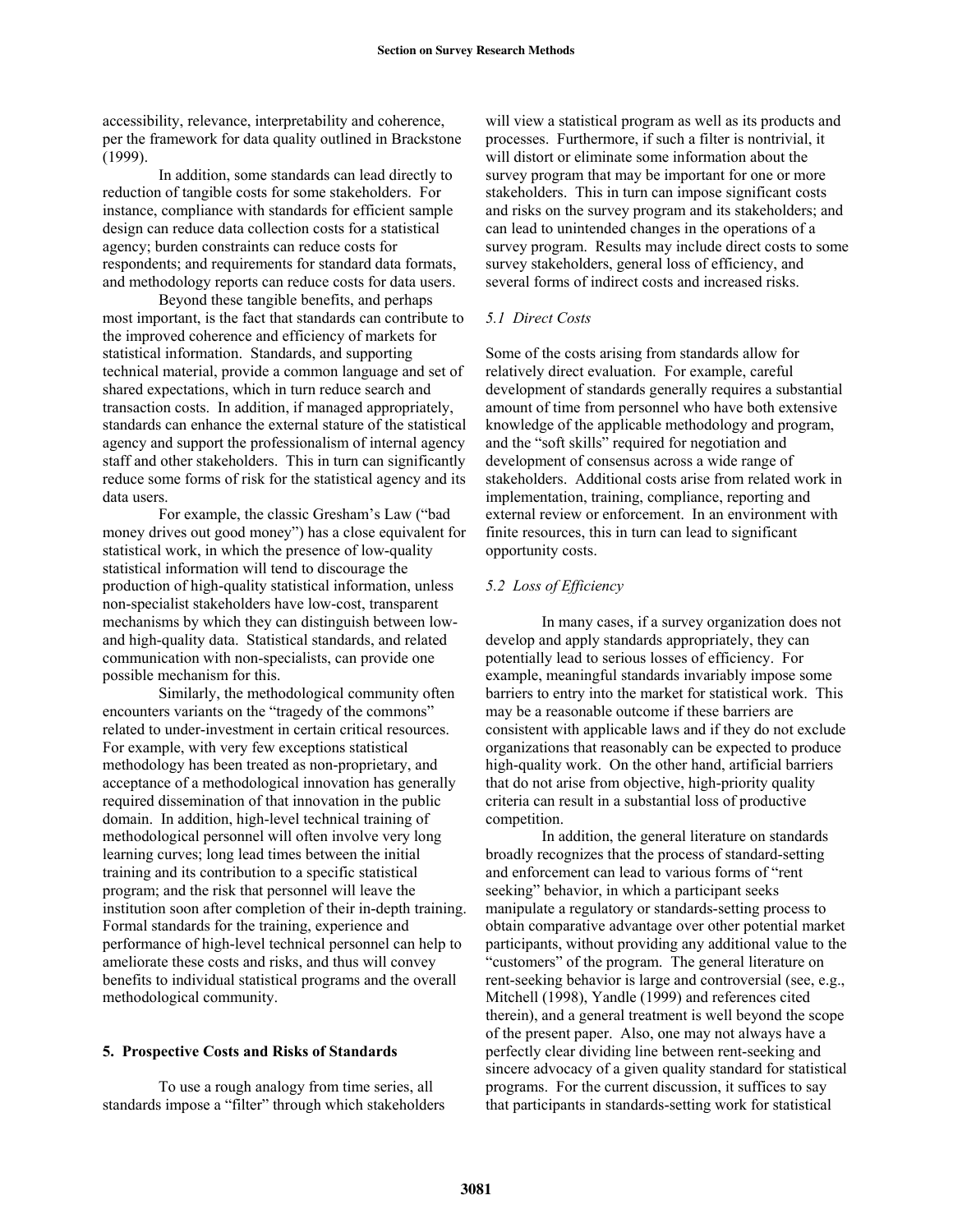accessibility, relevance, interpretability and coherence, per the framework for data quality outlined in Brackstone (1999).

In addition, some standards can lead directly to reduction of tangible costs for some stakeholders. For instance, compliance with standards for efficient sample design can reduce data collection costs for a statistical agency; burden constraints can reduce costs for respondents; and requirements for standard data formats, and methodology reports can reduce costs for data users.

Beyond these tangible benefits, and perhaps most important, is the fact that standards can contribute to the improved coherence and efficiency of markets for statistical information. Standards, and supporting technical material, provide a common language and set of shared expectations, which in turn reduce search and transaction costs. In addition, if managed appropriately, standards can enhance the external stature of the statistical agency and support the professionalism of internal agency staff and other stakeholders. This in turn can significantly reduce some forms of risk for the statistical agency and its data users.

For example, the classic Gresham's Law ("bad money drives out good money") has a close equivalent for statistical work, in which the presence of low-quality statistical information will tend to discourage the production of high-quality statistical information, unless non-specialist stakeholders have low-cost, transparent mechanisms by which they can distinguish between low- and high-quality data. Statistical standards, and related communication with non-specialists, can provide one possible mechanism for this.

Similarly, the methodological community often encounters variants on the "tragedy of the commons" related to under-investment in certain critical resources. For example, with very few exceptions statistical methodology has been treated as non-proprietary, and acceptance of a methodological innovation has generally required dissemination of that innovation in the public domain. In addition, high-level technical training of methodological personnel will often involve very long learning curves; long lead times between the initial training and its contribution to a specific statistical program; and the risk that personnel will leave the institution soon after completion of their in-depth training. Formal standards for the training, experience and performance of high-level technical personnel can help to ameliorate these costs and risks, and thus will convey benefits to individual statistical programs and the overall methodological community.

## 5. Prospective Costs and Risks of Standards

To use a rough analogy from time series, all standards impose a "filter" through which stakeholders will view a statistical program as well as its products and processes. Furthermore, if such a filter is nontrivial, it will distort or eliminate some information about the survey program that may be important for one or more stakeholders. This in turn can impose significant costs and risks on the survey program and its stakeholders; and can lead to unintended changes in the operations of a survey program. Results may include direct costs to some survey stakeholders, general loss of efficiency, and several forms of indirect costs and increased risks.

### *5.1 Direct Costs*

Some of the costs arising from standards allow for relatively direct evaluation. For example, careful development of standards generally requires a substantial amount of time from personnel who have both extensive knowledge of the applicable methodology and program, and the "soft skills" required for negotiation and development of consensus across a wide range of stakeholders. Additional costs arise from related work in implementation, training, compliance, reporting and external review or enforcement. In an environment with finite resources, this in turn can lead to significant opportunity costs.

### *5.2 Loss of Efficiency*

In many cases, if a survey organization does not develop and apply standards appropriately, they can potentially lead to serious losses of efficiency. For example, meaningful standards invariably impose some barriers to entry into the market for statistical work. This may be a reasonable outcome if these barriers are consistent with applicable laws and if they do not exclude organizations that reasonably can be expected to produce high-quality work. On the other hand, artificial barriers that do not arise from objective, high-priority quality criteria can result in a substantial loss of productive competition.

In addition, the general literature on standards broadly recognizes that the process of standard-setting and enforcement can lead to various forms of "rent seeking" behavior, in which a participant seeks manipulate a regulatory or standards-setting process to obtain comparative advantage over other potential market participants, without providing any additional value to the "customers" of the program. The general literature on rent-seeking behavior is large and controversial (see, e.g., Mitchell (1998), Yandle (1999) and references cited therein), and a general treatment is well beyond the scope of the present paper. Also, one may not always have a perfectly clear dividing line between rent-seeking and sincere advocacy of a given quality standard for statistical programs. For the current discussion, it suffices to say that participants in standards-setting work for statistical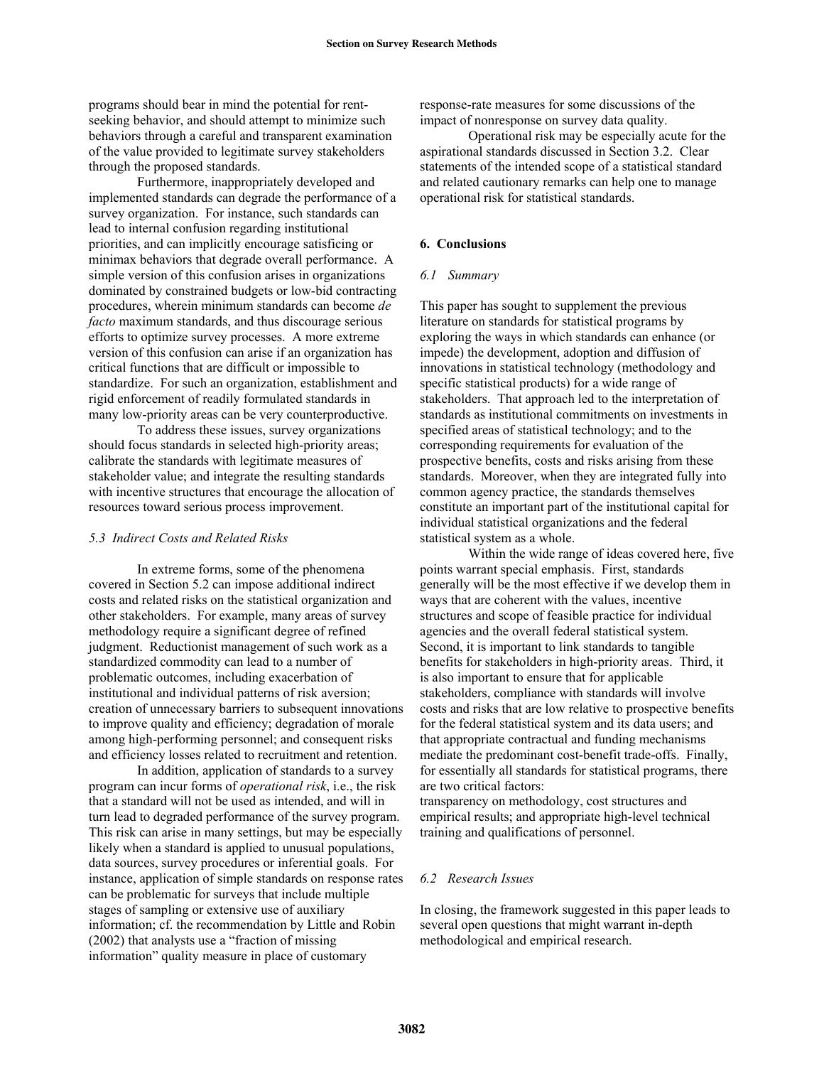programs should bear in mind the potential for rent-seeking behavior, and should attempt to minimize such behaviors through a careful and transparent examination of the value provided to legitimate survey stakeholders through the proposed standards.

Furthermore, inappropriately developed and implemented standards can degrade the performance of a survey organization. For instance, such standards can lead to internal confusion regarding institutional priorities, and can implicitly encourage satisficing or minimax behaviors that degrade overall performance. A simple version of this confusion arises in organizations dominated by constrained budgets or low-bid contracting procedures, wherein minimum standards can become *de facto* maximum standards, and thus discourage serious efforts to optimize survey processes. A more extreme version of this confusion can arise if an organization has critical functions that are difficult or impossible to standardize. For such an organization, establishment and rigid enforcement of readily formulated standards in many low-priority areas can be very counterproductive.

To address these issues, survey organizations should focus standards in selected high-priority areas; calibrate the standards with legitimate measures of stakeholder value; and integrate the resulting standards with incentive structures that encourage the allocation of resources toward serious process improvement.

### *5.3 Indirect Costs and Related Risks*

In extreme forms, some of the phenomena covered in Section 5.2 can impose additional indirect costs and related risks on the statistical organization and other stakeholders. For example, many areas of survey methodology require a significant degree of refined judgment. Reductionist management of such work as a standardized commodity can lead to a number of problematic outcomes, including exacerbation of institutional and individual patterns of risk aversion; creation of unnecessary barriers to subsequent innovations to improve quality and efficiency; degradation of morale among high-performing personnel; and consequent risks and efficiency losses related to recruitment and retention.

In addition, application of standards to a survey program can incur forms of *operational risk*, i.e., the risk that a standard will not be used as intended, and will in turn lead to degraded performance of the survey program. This risk can arise in many settings, but may be especially likely when a standard is applied to unusual populations, data sources, survey procedures or inferential goals. For instance, application of simple standards on response rates can be problematic for surveys that include multiple stages of sampling or extensive use of auxiliary information; cf. the recommendation by Little and Robin (2002) that analysts use a "fraction of missing information" quality measure in place of customary response-rate measures for some discussions of the impact of nonresponse on survey data quality.

Operational risk may be especially acute for the aspirational standards discussed in Section 3.2. Clear statements of the intended scope of a statistical standard and related cautionary remarks can help one to manage operational risk for statistical standards.

## 6. Conclusions

### *6.1 Summary*

This paper has sought to supplement the previous literature on standards for statistical programs by exploring the ways in which standards can enhance (or impede) the development, adoption and diffusion of innovations in statistical technology (methodology and specific statistical products) for a wide range of stakeholders. That approach led to the interpretation of standards as institutional commitments on investments in specified areas of statistical technology; and to the corresponding requirements for evaluation of the prospective benefits, costs and risks arising from these standards. Moreover, when they are integrated fully into common agency practice, the standards themselves constitute an important part of the institutional capital for individual statistical organizations and the federal statistical system as a whole.

Within the wide range of ideas covered here, five points warrant special emphasis. First, standards generally will be the most effective if we develop them in ways that are coherent with the values, incentive structures and scope of feasible practice for individual agencies and the overall federal statistical system. Second, it is important to link standards to tangible benefits for stakeholders in high-priority areas. Third, it is also important to ensure that for applicable stakeholders, compliance with standards will involve costs and risks that are low relative to prospective benefits for the federal statistical system and its data users; and that appropriate contractual and funding mechanisms mediate the predominant cost-benefit trade-offs. Finally, for essentially all standards for statistical programs, there are two critical factors:
transparency on methodology, cost structures and empirical results; and appropriate high-level technical training and qualifications of personnel.

### *6.2 Research Issues*

In closing, the framework suggested in this paper leads to several open questions that might warrant in-depth methodological and empirical research.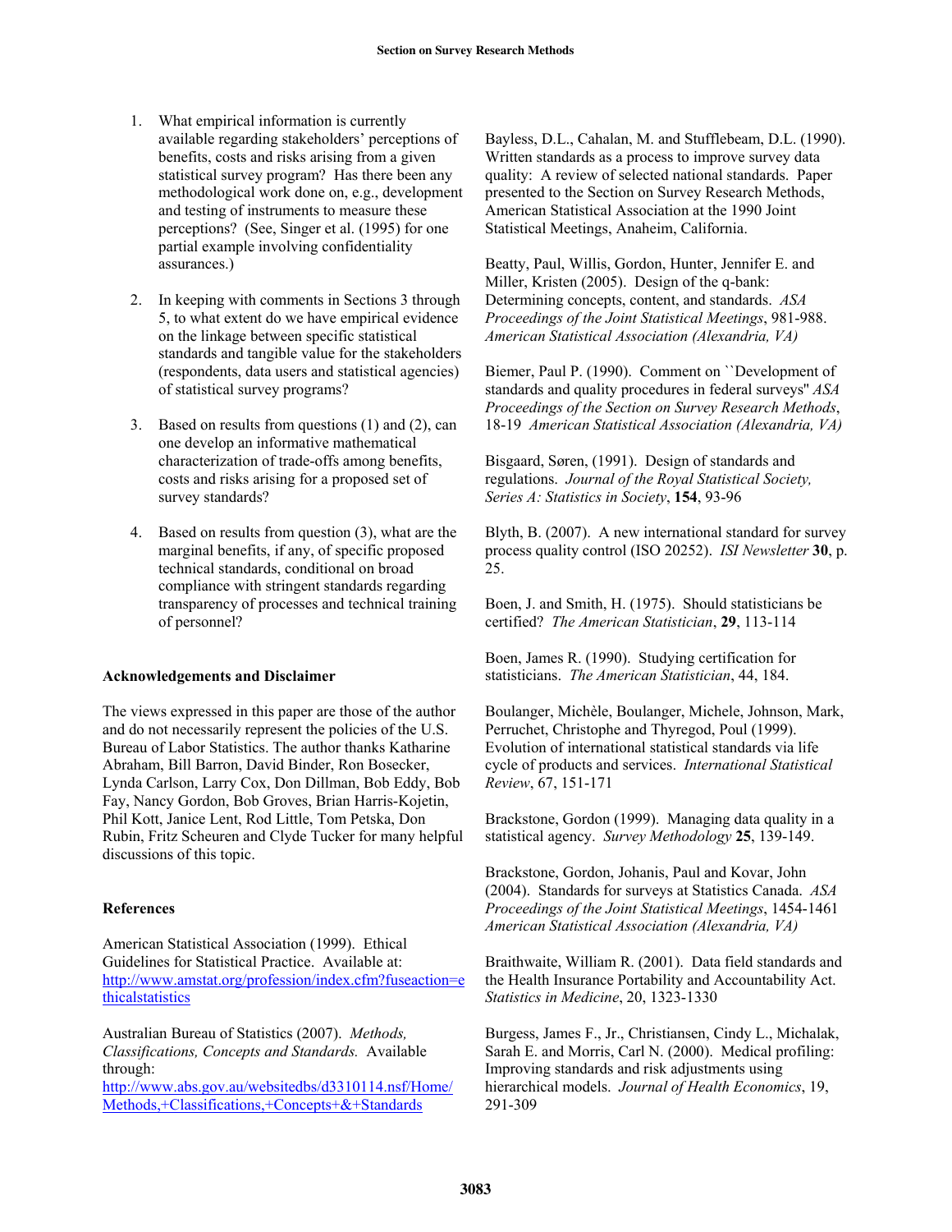1. What empirical information is currently available regarding stakeholders' perceptions of benefits, costs and risks arising from a given statistical survey program? Has there been any methodological work done on, e.g., development and testing of instruments to measure these perceptions? (See, Singer et al. (1995) for one partial example involving confidentiality assurances.)

2. In keeping with comments in Sections 3 through 5, to what extent do we have empirical evidence on the linkage between specific statistical standards and tangible value for the stakeholders (respondents, data users and statistical agencies) of statistical survey programs?

3. Based on results from questions (1) and (2), can one develop an informative mathematical characterization of trade-offs among benefits, costs and risks arising for a proposed set of survey standards?

4. Based on results from question (3), what are the marginal benefits, if any, of specific proposed technical standards, conditional on broad compliance with stringent standards regarding transparency of processes and technical training of personnel?

**Acknowledgements and Disclaimer**

The views expressed in this paper are those of the author and do not necessarily represent the policies of the U.S. Bureau of Labor Statistics. The author thanks Katharine Abraham, Bill Barron, David Binder, Ron Bosecker, Lynda Carlson, Larry Cox, Don Dillman, Bob Eddy, Bob Fay, Nancy Gordon, Bob Groves, Brian Harris-Kojetin, Phil Kott, Janice Lent, Rod Little, Tom Petska, Don Rubin, Fritz Scheuren and Clyde Tucker for many helpful discussions of this topic.

**References**

American Statistical Association (1999). Ethical Guidelines for Statistical Practice. Available at: http://www.amstat.org/profession/index.cfm?fuseaction=ethicalstatistics

Australian Bureau of Statistics (2007). *Methods, Classifications, Concepts and Standards.* Available through: http://www.abs.gov.au/websitedbs/d3310114.nsf/Home/Methods,+Classifications,+Concepts+&+Standards

Bayless, D.L., Cahalan, M. and Stufflebeam, D.L. (1990). Written standards as a process to improve survey data quality: A review of selected national standards. Paper presented to the Section on Survey Research Methods, American Statistical Association at the 1990 Joint Statistical Meetings, Anaheim, California.

Beatty, Paul, Willis, Gordon, Hunter, Jennifer E. and Miller, Kristen (2005). Design of the q-bank: Determining concepts, content, and standards. *ASA Proceedings of the Joint Statistical Meetings*, 981-988. *American Statistical Association (Alexandria, VA)*

Biemer, Paul P. (1990). Comment on ``Development of standards and quality procedures in federal surveys'' *ASA Proceedings of the Section on Survey Research Methods*, 18-19 *American Statistical Association (Alexandria, VA)*

Bisgaard, Søren, (1991). Design of standards and regulations. *Journal of the Royal Statistical Society, Series A: Statistics in Society*, **154**, 93-96

Blyth, B. (2007). A new international standard for survey process quality control (ISO 20252). *ISI Newsletter* **30**, p. 25.

Boen, J. and Smith, H. (1975). Should statisticians be certified? *The American Statistician*, **29**, 113-114

Boen, James R. (1990). Studying certification for statisticians. *The American Statistician*, 44, 184.

Boulanger, Michèle, Boulanger, Michele, Johnson, Mark, Perruchet, Christophe and Thyregod, Poul (1999). Evolution of international statistical standards via life cycle of products and services. *International Statistical Review*, 67, 151-171

Brackstone, Gordon (1999). Managing data quality in a statistical agency. *Survey Methodology* **25**, 139-149.

Brackstone, Gordon, Johanis, Paul and Kovar, John (2004). Standards for surveys at Statistics Canada. *ASA Proceedings of the Joint Statistical Meetings*, 1454-1461 *American Statistical Association (Alexandria, VA)*

Braithwaite, William R. (2001). Data field standards and the Health Insurance Portability and Accountability Act. *Statistics in Medicine*, 20, 1323-1330

Burgess, James F., Jr., Christiansen, Cindy L., Michalak, Sarah E. and Morris, Carl N. (2000). Medical profiling: Improving standards and risk adjustments using hierarchical models. *Journal of Health Economics*, 19, 291-309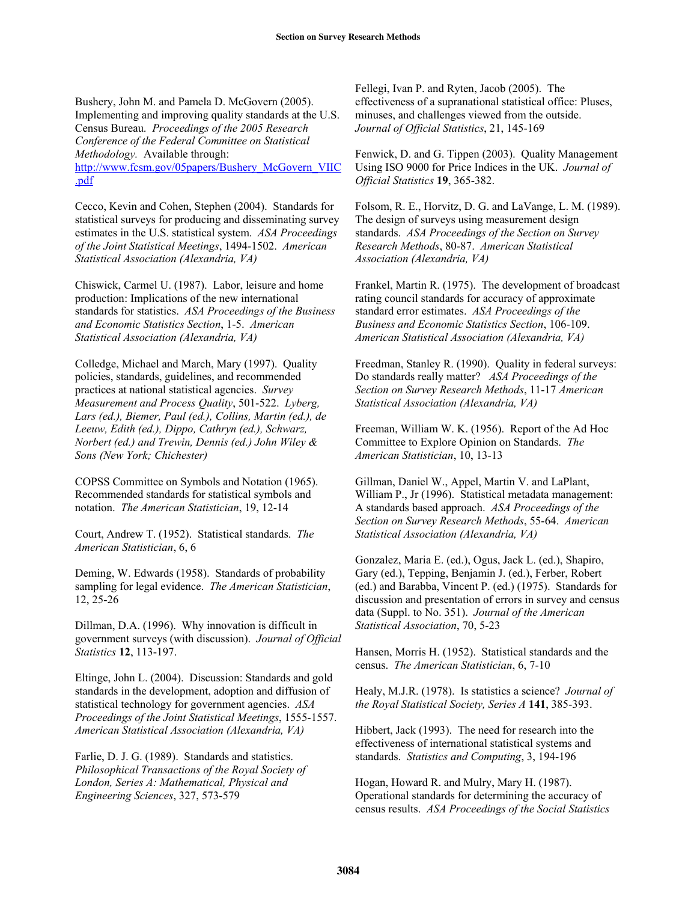Bushery, John M. and Pamela D. McGovern (2005). Implementing and improving quality standards at the U.S. Census Bureau. *Proceedings of the 2005 Research Conference of the Federal Committee on Statistical Methodology.* Available through: [http://www.fcsm.gov/05papers/Bushery_McGovern_VIIC.pdf](http://www.fcsm.gov/05papers/Bushery_McGovern_VIIC.pdf)

Cecco, Kevin and Cohen, Stephen (2004). Standards for statistical surveys for producing and disseminating survey estimates in the U.S. statistical system. *ASA Proceedings of the Joint Statistical Meetings*, 1494-1502. *American Statistical Association (Alexandria, VA)*

Chiswick, Carmel U. (1987). Labor, leisure and home production: Implications of the new international standards for statistics. *ASA Proceedings of the Business and Economic Statistics Section*, 1-5. *American Statistical Association (Alexandria, VA)*

Colledge, Michael and March, Mary (1997). Quality policies, standards, guidelines, and recommended practices at national statistical agencies. *Survey Measurement and Process Quality*, 501-522. *Lyberg, Lars (ed.), Biemer, Paul (ed.), Collins, Martin (ed.), de Leeuw, Edith (ed.), Dippo, Cathryn (ed.), Schwarz, Norbert (ed.) and Trewin, Dennis (ed.) John Wiley & Sons (New York; Chichester)*

COPSS Committee on Symbols and Notation (1965). Recommended standards for statistical symbols and notation. *The American Statistician*, 19, 12-14

Court, Andrew T. (1952). Statistical standards. *The American Statistician*, 6, 6

Deming, W. Edwards (1958). Standards of probability sampling for legal evidence. *The American Statistician*, 12, 25-26

Dillman, D.A. (1996). Why innovation is difficult in government surveys (with discussion). *Journal of Official Statistics* **12**, 113-197.

Eltinge, John L. (2004). Discussion: Standards and gold standards in the development, adoption and diffusion of statistical technology for government agencies. *ASA Proceedings of the Joint Statistical Meetings*, 1555-1557. *American Statistical Association (Alexandria, VA)*

Farlie, D. J. G. (1989). Standards and statistics. *Philosophical Transactions of the Royal Society of London, Series A: Mathematical, Physical and Engineering Sciences*, 327, 573-579

Fellegi, Ivan P. and Ryten, Jacob (2005). The effectiveness of a supranational statistical office: Pluses, minuses, and challenges viewed from the outside. *Journal of Official Statistics*, 21, 145-169

Fenwick, D. and G. Tippen (2003). Quality Management Using ISO 9000 for Price Indices in the UK. *Journal of Official Statistics* **19**, 365-382.

Folsom, R. E., Horvitz, D. G. and LaVange, L. M. (1989). The design of surveys using measurement design standards. *ASA Proceedings of the Section on Survey Research Methods*, 80-87. *American Statistical Association (Alexandria, VA)*

Frankel, Martin R. (1975). The development of broadcast rating council standards for accuracy of approximate standard error estimates. *ASA Proceedings of the Business and Economic Statistics Section*, 106-109. *American Statistical Association (Alexandria, VA)*

Freedman, Stanley R. (1990). Quality in federal surveys: Do standards really matter? *ASA Proceedings of the Section on Survey Research Methods*, 11-17 *American Statistical Association (Alexandria, VA)*

Freeman, William W. K. (1956). Report of the Ad Hoc Committee to Explore Opinion on Standards. *The American Statistician*, 10, 13-13

Gillman, Daniel W., Appel, Martin V. and LaPlant, William P., Jr (1996). Statistical metadata management: A standards based approach. *ASA Proceedings of the Section on Survey Research Methods*, 55-64. *American Statistical Association (Alexandria, VA)*

Gonzalez, Maria E. (ed.), Ogus, Jack L. (ed.), Shapiro, Gary (ed.), Tepping, Benjamin J. (ed.), Ferber, Robert (ed.) and Barabba, Vincent P. (ed.) (1975). Standards for discussion and presentation of errors in survey and census data (Suppl. to No. 351). *Journal of the American Statistical Association*, 70, 5-23

Hansen, Morris H. (1952). Statistical standards and the census. *The American Statistician*, 6, 7-10

Healy, M.J.R. (1978). Is statistics a science? *Journal of the Royal Statistical Society, Series A* **141**, 385-393.

Hibbert, Jack (1993). The need for research into the effectiveness of international statistical systems and standards. *Statistics and Computing*, 3, 194-196

Hogan, Howard R. and Mulry, Mary H. (1987). Operational standards for determining the accuracy of census results. *ASA Proceedings of the Social Statistics*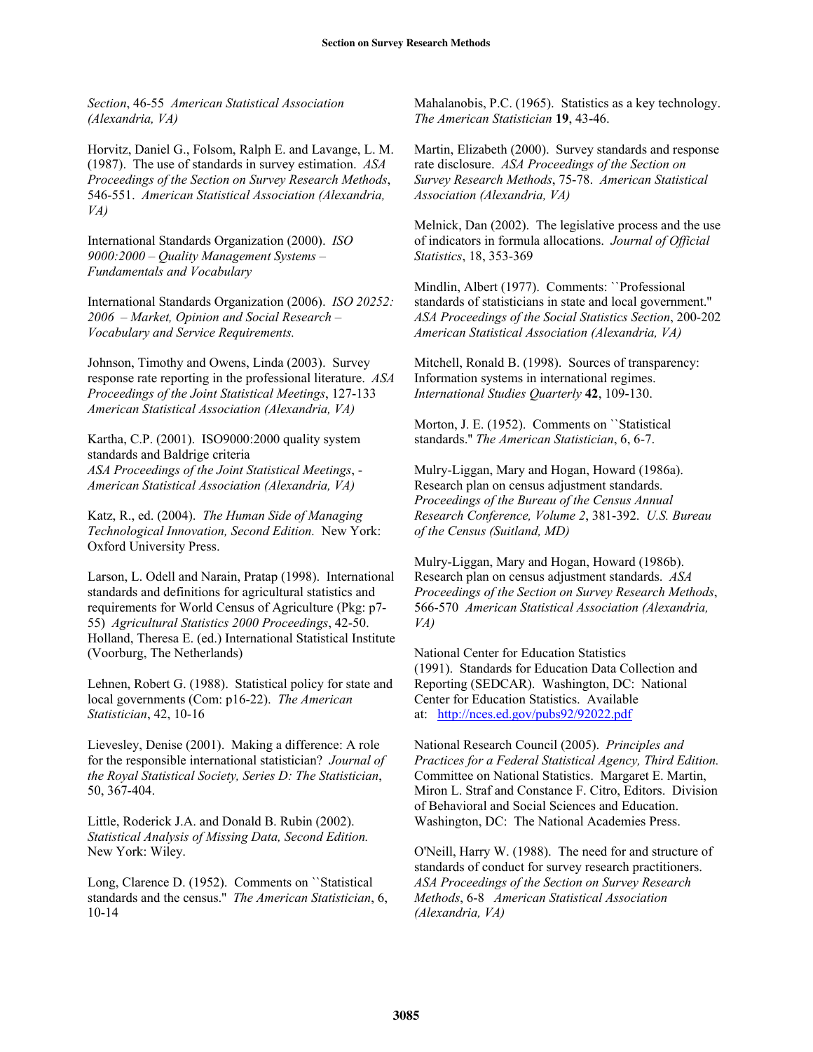*Section*, 46-55 *American Statistical Association (Alexandria, VA)*

Horvitz, Daniel G., Folsom, Ralph E. and Lavange, L. M. (1987). The use of standards in survey estimation. *ASA Proceedings of the Section on Survey Research Methods*, 546-551. *American Statistical Association (Alexandria, VA)*

International Standards Organization (2000). *ISO 9000:2000 – Quality Management Systems – Fundamentals and Vocabulary*

International Standards Organization (2006). *ISO 20252: 2006 – Market, Opinion and Social Research – Vocabulary and Service Requirements.*

Johnson, Timothy and Owens, Linda (2003). Survey response rate reporting in the professional literature. *ASA Proceedings of the Joint Statistical Meetings*, 127-133 *American Statistical Association (Alexandria, VA)*

Kartha, C.P. (2001). ISO9000:2000 quality system standards and Baldrige criteria *ASA Proceedings of the Joint Statistical Meetings*, - *American Statistical Association (Alexandria, VA)*

Katz, R., ed. (2004). *The Human Side of Managing Technological Innovation, Second Edition.* New York: Oxford University Press.

Larson, L. Odell and Narain, Pratap (1998). International standards and definitions for agricultural statistics and requirements for World Census of Agriculture (Pkg: p7-55) *Agricultural Statistics 2000 Proceedings*, 42-50. Holland, Theresa E. (ed.) International Statistical Institute (Voorburg, The Netherlands)

Lehnen, Robert G. (1988). Statistical policy for state and local governments (Com: p16-22). *The American Statistician*, 42, 10-16

Lievesley, Denise (2001). Making a difference: A role for the responsible international statistician? *Journal of the Royal Statistical Society, Series D: The Statistician*, 50, 367-404.

Little, Roderick J.A. and Donald B. Rubin (2002). *Statistical Analysis of Missing Data, Second Edition.* New York: Wiley.

Long, Clarence D. (1952). Comments on ``Statistical standards and the census.'' *The American Statistician*, 6, 10-14

Mahalanobis, P.C. (1965). Statistics as a key technology. *The American Statistician* **19**, 43-46.

Martin, Elizabeth (2000). Survey standards and response rate disclosure. *ASA Proceedings of the Section on Survey Research Methods*, 75-78. *American Statistical Association (Alexandria, VA)*

Melnick, Dan (2002). The legislative process and the use of indicators in formula allocations. *Journal of Official Statistics*, 18, 353-369

Mindlin, Albert (1977). Comments: ``Professional standards of statisticians in state and local government.'' *ASA Proceedings of the Social Statistics Section*, 200-202 *American Statistical Association (Alexandria, VA)*

Mitchell, Ronald B. (1998). Sources of transparency: Information systems in international regimes. *International Studies Quarterly* **42**, 109-130.

Morton, J. E. (1952). Comments on ``Statistical standards.'' *The American Statistician*, 6, 6-7.

Mulry-Liggan, Mary and Hogan, Howard (1986a). Research plan on census adjustment standards. *Proceedings of the Bureau of the Census Annual Research Conference, Volume 2*, 381-392. *U.S. Bureau of the Census (Suitland, MD)*

Mulry-Liggan, Mary and Hogan, Howard (1986b). Research plan on census adjustment standards. *ASA Proceedings of the Section on Survey Research Methods*, 566-570 *American Statistical Association (Alexandria, VA)*

National Center for Education Statistics (1991). Standards for Education Data Collection and Reporting (SEDCAR). Washington, DC: National Center for Education Statistics. Available at: http://nces.ed.gov/pubs92/92022.pdf

National Research Council (2005). *Principles and Practices for a Federal Statistical Agency, Third Edition.* Committee on National Statistics. Margaret E. Martin, Miron L. Straf and Constance F. Citro, Editors. Division of Behavioral and Social Sciences and Education. Washington, DC: The National Academies Press.

O'Neill, Harry W. (1988). The need for and structure of standards of conduct for survey research practitioners. *ASA Proceedings of the Section on Survey Research Methods*, 6-8 *American Statistical Association (Alexandria, VA)*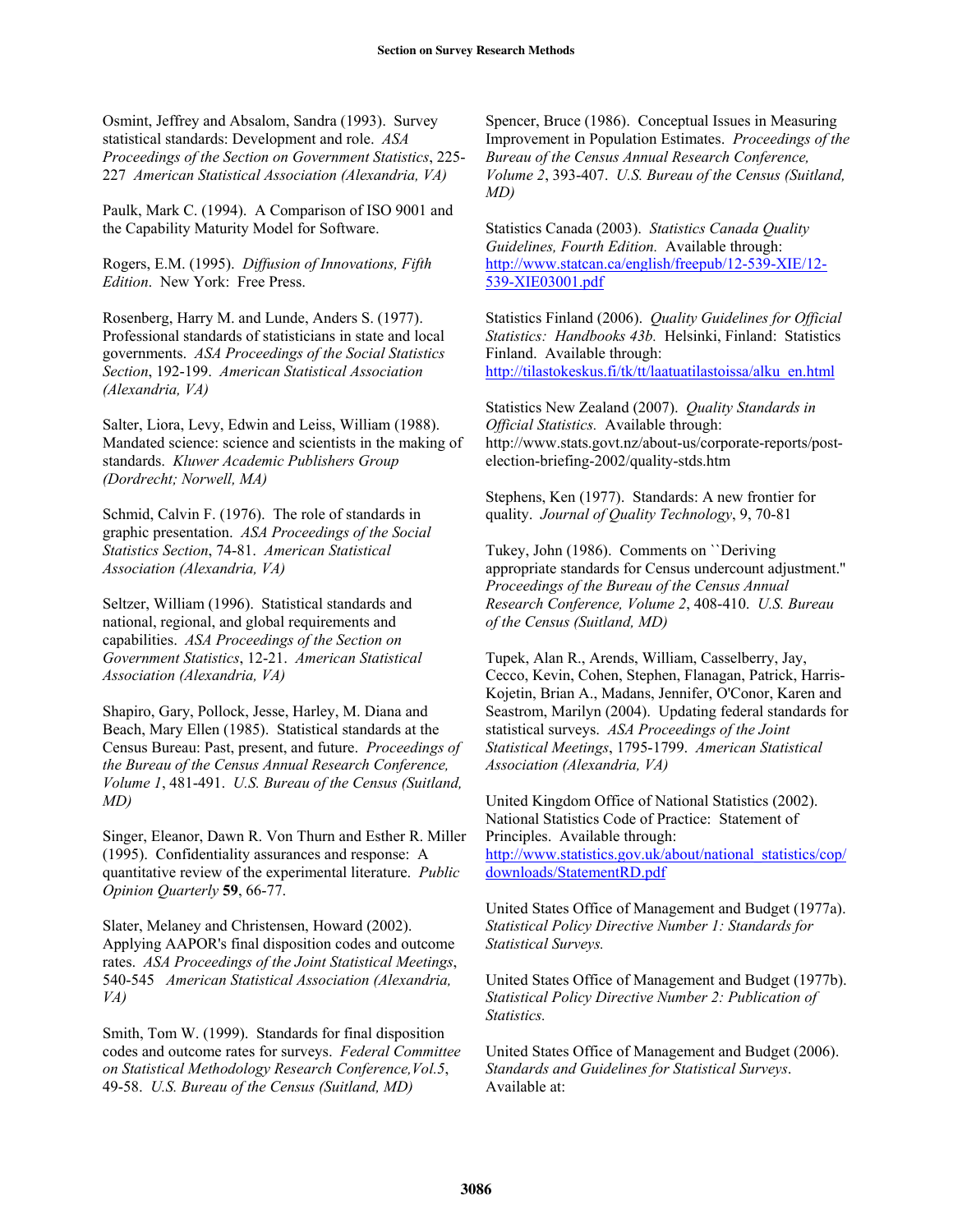Osmint, Jeffrey and Absalom, Sandra (1993). Survey statistical standards: Development and role. *ASA Proceedings of the Section on Government Statistics*, 225-227 *American Statistical Association (Alexandria, VA)*

Paulk, Mark C. (1994). A Comparison of ISO 9001 and the Capability Maturity Model for Software.

Rogers, E.M. (1995). *Diffusion of Innovations, Fifth Edition*. New York: Free Press.

Rosenberg, Harry M. and Lunde, Anders S. (1977). Professional standards of statisticians in state and local governments. *ASA Proceedings of the Social Statistics Section*, 192-199. *American Statistical Association (Alexandria, VA)*

Salter, Liora, Levy, Edwin and Leiss, William (1988). Mandated science: science and scientists in the making of standards. *Kluwer Academic Publishers Group (Dordrecht; Norwell, MA)*

Schmid, Calvin F. (1976). The role of standards in graphic presentation. *ASA Proceedings of the Social Statistics Section*, 74-81. *American Statistical Association (Alexandria, VA)*

Seltzer, William (1996). Statistical standards and national, regional, and global requirements and capabilities. *ASA Proceedings of the Section on Government Statistics*, 12-21. *American Statistical Association (Alexandria, VA)*

Shapiro, Gary, Pollock, Jesse, Harley, M. Diana and Beach, Mary Ellen (1985). Statistical standards at the Census Bureau: Past, present, and future. *Proceedings of the Bureau of the Census Annual Research Conference, Volume 1*, 481-491. *U.S. Bureau of the Census (Suitland, MD)*

Singer, Eleanor, Dawn R. Von Thurn and Esther R. Miller (1995). Confidentiality assurances and response: A quantitative review of the experimental literature. *Public Opinion Quarterly* **59**, 66-77.

Slater, Melaney and Christensen, Howard (2002). Applying AAPOR's final disposition codes and outcome rates. *ASA Proceedings of the Joint Statistical Meetings*, 540-545 *American Statistical Association (Alexandria, VA)*

Smith, Tom W. (1999). Standards for final disposition codes and outcome rates for surveys. *Federal Committee on Statistical Methodology Research Conference,Vol.5*, 49-58. *U.S. Bureau of the Census (Suitland, MD)*

Spencer, Bruce (1986). Conceptual Issues in Measuring Improvement in Population Estimates. *Proceedings of the Bureau of the Census Annual Research Conference, Volume 2*, 393-407. *U.S. Bureau of the Census (Suitland, MD)*

Statistics Canada (2003). *Statistics Canada Quality Guidelines, Fourth Edition.* Available through: http://www.statcan.ca/english/freepub/12-539-XIE/12-539-XIE03001.pdf

Statistics Finland (2006). *Quality Guidelines for Official Statistics: Handbooks 43b.* Helsinki, Finland: Statistics Finland. Available through: http://tilastokeskus.fi/tk/tt/laatuatilastoissa/alku_en.html

Statistics New Zealand (2007). *Quality Standards in Official Statistics.* Available through: http://www.stats.govt.nz/about-us/corporate-reports/post-election-briefing-2002/quality-stds.htm

Stephens, Ken (1977). Standards: A new frontier for quality. *Journal of Quality Technology*, 9, 70-81

Tukey, John (1986). Comments on ``Deriving appropriate standards for Census undercount adjustment.'' *Proceedings of the Bureau of the Census Annual Research Conference, Volume 2*, 408-410. *U.S. Bureau of the Census (Suitland, MD)*

Tupek, Alan R., Arends, William, Casselberry, Jay, Cecco, Kevin, Cohen, Stephen, Flanagan, Patrick, Harris-Kojetin, Brian A., Madans, Jennifer, O'Conor, Karen and Seastrom, Marilyn (2004). Updating federal standards for statistical surveys. *ASA Proceedings of the Joint Statistical Meetings*, 1795-1799. *American Statistical Association (Alexandria, VA)*

United Kingdom Office of National Statistics (2002). National Statistics Code of Practice: Statement of Principles. Available through: http://www.statistics.gov.uk/about/national_statistics/cop/downloads/StatementRD.pdf

United States Office of Management and Budget (1977a). *Statistical Policy Directive Number 1: Standards for Statistical Surveys.*

United States Office of Management and Budget (1977b). *Statistical Policy Directive Number 2: Publication of Statistics.*

United States Office of Management and Budget (2006). *Standards and Guidelines for Statistical Surveys*. Available at: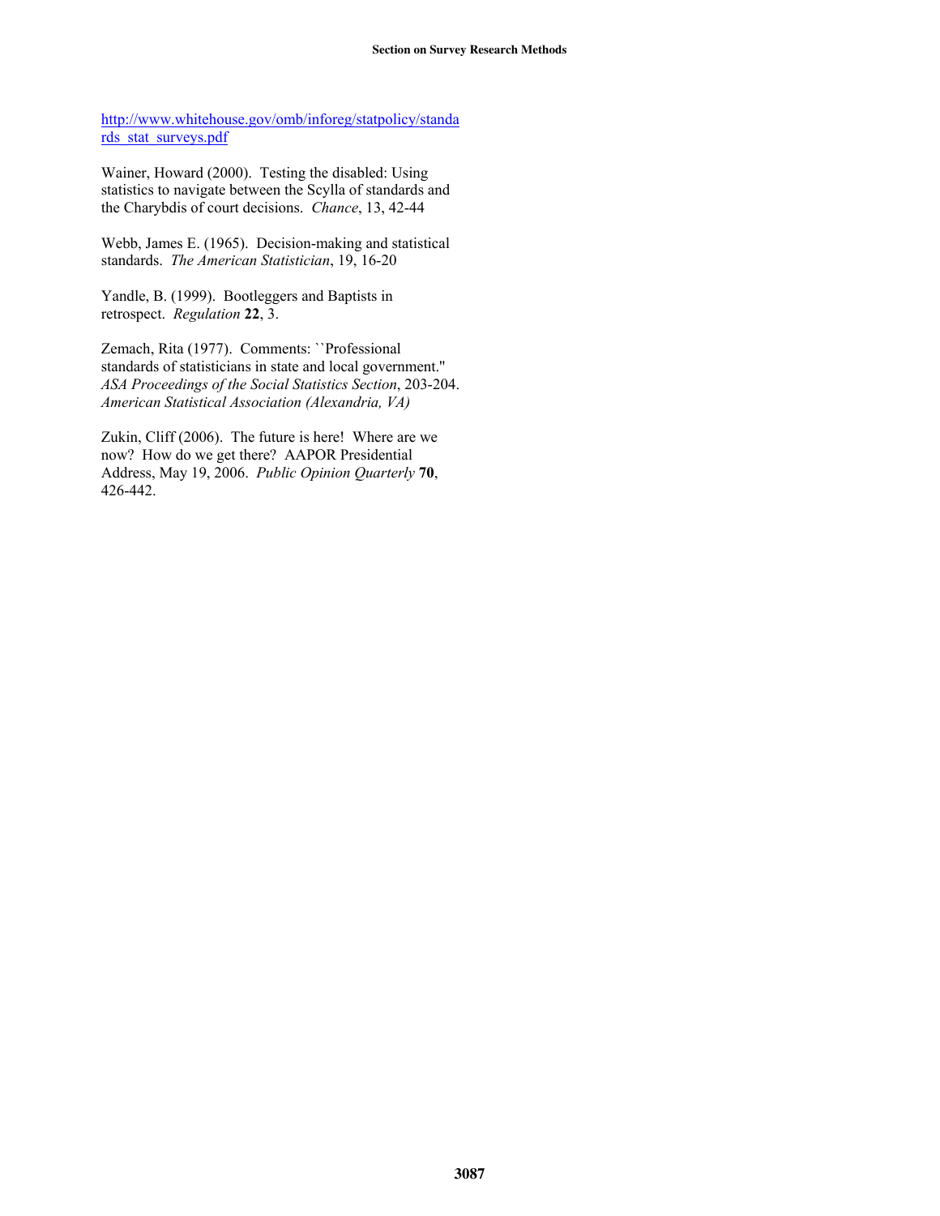http://www.whitehouse.gov/omb/inforeg/statpolicy/standards_stat_surveys.pdf

Wainer, Howard (2000). Testing the disabled: Using statistics to navigate between the Scylla of standards and the Charybdis of court decisions. *Chance*, 13, 42-44

Webb, James E. (1965). Decision-making and statistical standards. *The American Statistician*, 19, 16-20

Yandle, B. (1999). Bootleggers and Baptists in retrospect. *Regulation* **22**, 3.

Zemach, Rita (1977). Comments: ``Professional standards of statisticians in state and local government.'' *ASA Proceedings of the Social Statistics Section*, 203-204. *American Statistical Association (Alexandria, VA)*

Zukin, Cliff (2006). The future is here! Where are we now? How do we get there? AAPOR Presidential Address, May 19, 2006. *Public Opinion Quarterly* **70**, 426-442.